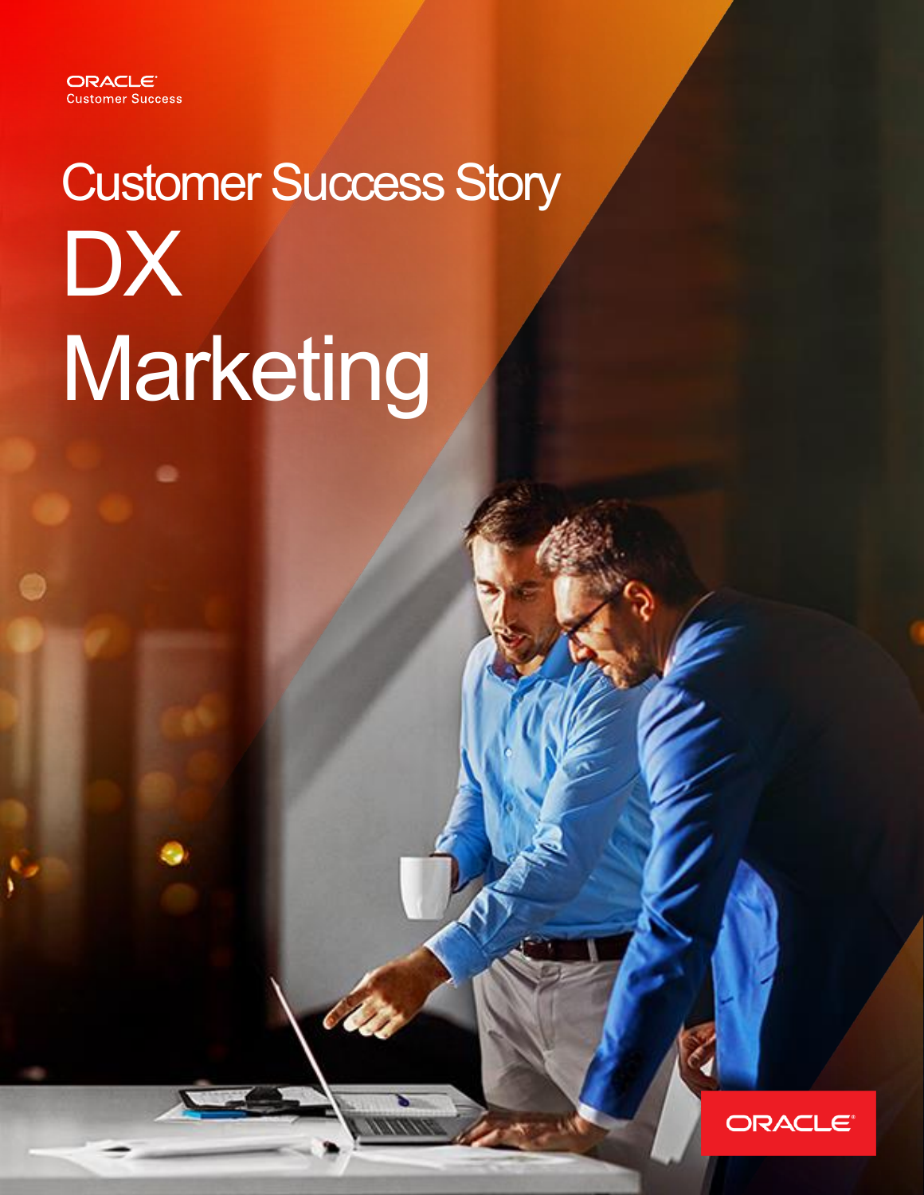ORACLE
Customer Success

# Customer Success Story

# DX Marketing

ORACLE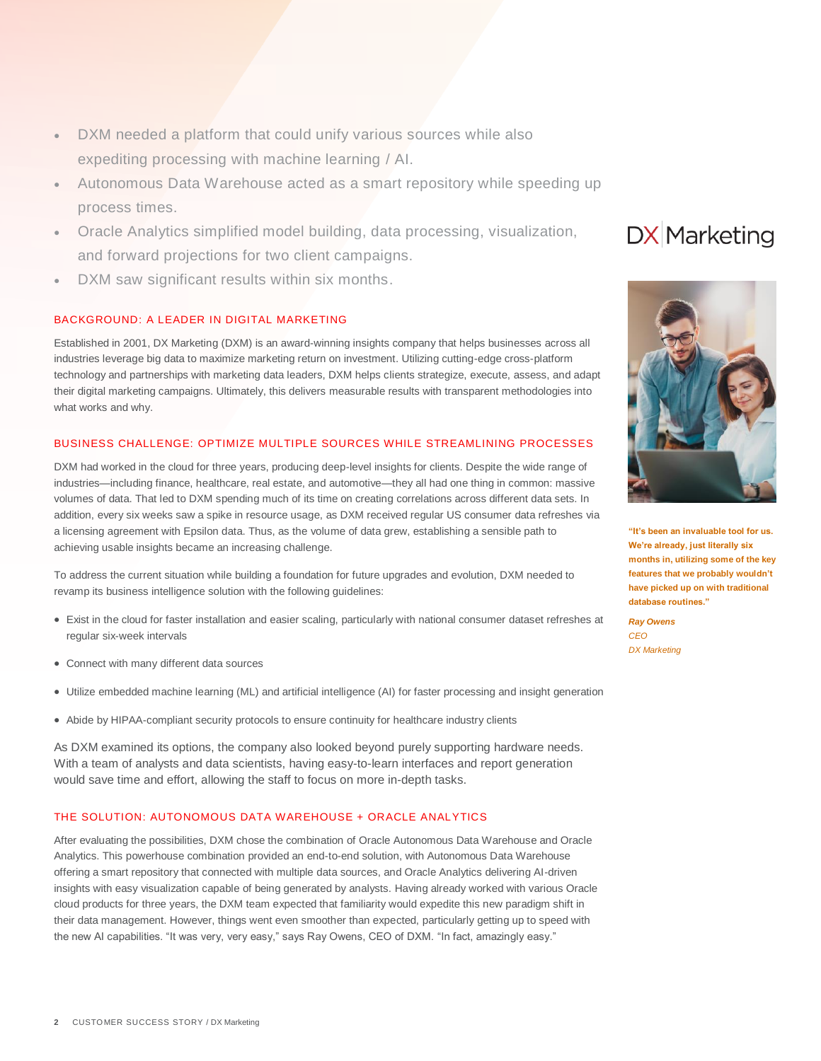- DXM needed a platform that could unify various sources while also expediting processing with machine learning / AI.
- Autonomous Data Warehouse acted as a smart repository while speeding up process times.
- Oracle Analytics simplified model building, data processing, visualization, and forward projections for two client campaigns.
- DXM saw significant results within six months.

DX Marketing

**"It's been an invaluable tool for us. We're already, just literally six months in, utilizing some of the key features that we probably wouldn't have picked up on with traditional database routines."**

*Ray Owens*
*CEO*
*DX Marketing*

## BACKGROUND: A LEADER IN DIGITAL MARKETING

Established in 2001, DX Marketing (DXM) is an award-winning insights company that helps businesses across all industries leverage big data to maximize marketing return on investment. Utilizing cutting-edge cross-platform technology and partnerships with marketing data leaders, DXM helps clients strategize, execute, assess, and adapt their digital marketing campaigns. Ultimately, this delivers measurable results with transparent methodologies into what works and why.

## BUSINESS CHALLENGE: OPTIMIZE MULTIPLE SOURCES WHILE STREAMLINING PROCESSES

DXM had worked in the cloud for three years, producing deep-level insights for clients. Despite the wide range of industries—including finance, healthcare, real estate, and automotive—they all had one thing in common: massive volumes of data. That led to DXM spending much of its time on creating correlations across different data sets. In addition, every six weeks saw a spike in resource usage, as DXM received regular US consumer data refreshes via a licensing agreement with Epsilon data. Thus, as the volume of data grew, establishing a sensible path to achieving usable insights became an increasing challenge.

To address the current situation while building a foundation for future upgrades and evolution, DXM needed to revamp its business intelligence solution with the following guidelines:

- Exist in the cloud for faster installation and easier scaling, particularly with national consumer dataset refreshes at regular six-week intervals
- Connect with many different data sources
- Utilize embedded machine learning (ML) and artificial intelligence (AI) for faster processing and insight generation
- Abide by HIPAA-compliant security protocols to ensure continuity for healthcare industry clients

As DXM examined its options, the company also looked beyond purely supporting hardware needs. With a team of analysts and data scientists, having easy-to-learn interfaces and report generation would save time and effort, allowing the staff to focus on more in-depth tasks.

## THE SOLUTION: AUTONOMOUS DATA WAREHOUSE + ORACLE ANALYTICS

After evaluating the possibilities, DXM chose the combination of Oracle Autonomous Data Warehouse and Oracle Analytics. This powerhouse combination provided an end-to-end solution, with Autonomous Data Warehouse offering a smart repository that connected with multiple data sources, and Oracle Analytics delivering AI-driven insights with easy visualization capable of being generated by analysts. Having already worked with various Oracle cloud products for three years, the DXM team expected that familiarity would expedite this new paradigm shift in their data management. However, things went even smoother than expected, particularly getting up to speed with the new AI capabilities. "It was very, very easy," says Ray Owens, CEO of DXM. "In fact, amazingly easy."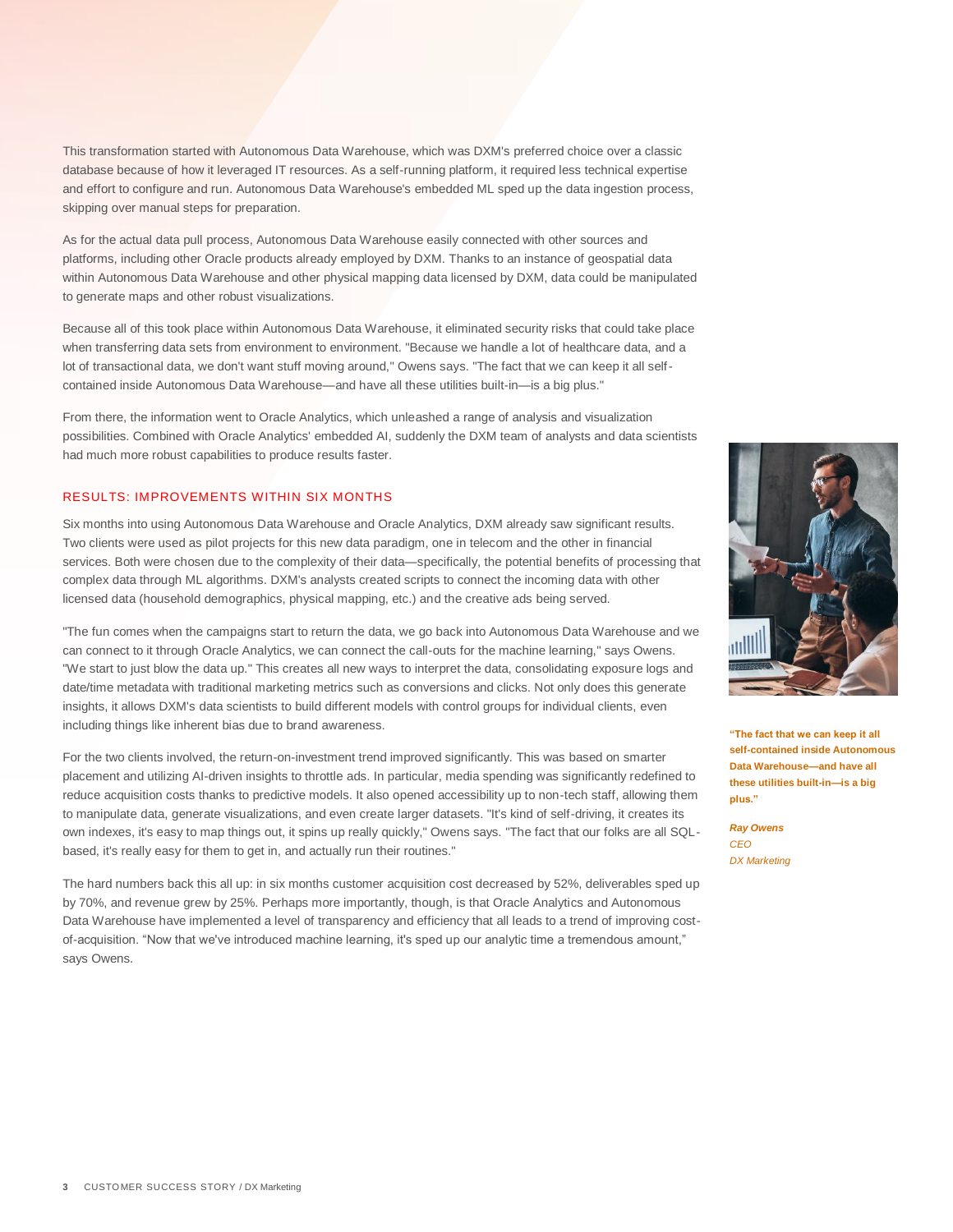This transformation started with Autonomous Data Warehouse, which was DXM's preferred choice over a classic database because of how it leveraged IT resources. As a self-running platform, it required less technical expertise and effort to configure and run. Autonomous Data Warehouse's embedded ML sped up the data ingestion process, skipping over manual steps for preparation.

As for the actual data pull process, Autonomous Data Warehouse easily connected with other sources and platforms, including other Oracle products already employed by DXM. Thanks to an instance of geospatial data within Autonomous Data Warehouse and other physical mapping data licensed by DXM, data could be manipulated to generate maps and other robust visualizations.

Because all of this took place within Autonomous Data Warehouse, it eliminated security risks that could take place when transferring data sets from environment to environment. "Because we handle a lot of healthcare data, and a lot of transactional data, we don't want stuff moving around," Owens says. "The fact that we can keep it all self-contained inside Autonomous Data Warehouse—and have all these utilities built-in—is a big plus."

From there, the information went to Oracle Analytics, which unleashed a range of analysis and visualization possibilities. Combined with Oracle Analytics' embedded AI, suddenly the DXM team of analysts and data scientists had much more robust capabilities to produce results faster.

## RESULTS: IMPROVEMENTS WITHIN SIX MONTHS

Six months into using Autonomous Data Warehouse and Oracle Analytics, DXM already saw significant results. Two clients were used as pilot projects for this new data paradigm, one in telecom and the other in financial services. Both were chosen due to the complexity of their data—specifically, the potential benefits of processing that complex data through ML algorithms. DXM's analysts created scripts to connect the incoming data with other licensed data (household demographics, physical mapping, etc.) and the creative ads being served.

"The fun comes when the campaigns start to return the data, we go back into Autonomous Data Warehouse and we can connect to it through Oracle Analytics, we can connect the call-outs for the machine learning," says Owens. "We start to just blow the data up." This creates all new ways to interpret the data, consolidating exposure logs and date/time metadata with traditional marketing metrics such as conversions and clicks. Not only does this generate insights, it allows DXM's data scientists to build different models with control groups for individual clients, even including things like inherent bias due to brand awareness.

For the two clients involved, the return-on-investment trend improved significantly. This was based on smarter placement and utilizing AI-driven insights to throttle ads. In particular, media spending was significantly redefined to reduce acquisition costs thanks to predictive models. It also opened accessibility up to non-tech staff, allowing them to manipulate data, generate visualizations, and even create larger datasets. "It's kind of self-driving, it creates its own indexes, it's easy to map things out, it spins up really quickly," Owens says. "The fact that our folks are all SQL-based, it's really easy for them to get in, and actually run their routines."

The hard numbers back this all up: in six months customer acquisition cost decreased by 52%, deliverables sped up by 70%, and revenue grew by 25%. Perhaps more importantly, though, is that Oracle Analytics and Autonomous Data Warehouse have implemented a level of transparency and efficiency that all leads to a trend of improving cost-of-acquisition. "Now that we've introduced machine learning, it's sped up our analytic time a tremendous amount," says Owens.

**"The fact that we can keep it all self-contained inside Autonomous Data Warehouse—and have all these utilities built-in—is a big plus."**

***Ray Owens***
*CEO*
*DX Marketing*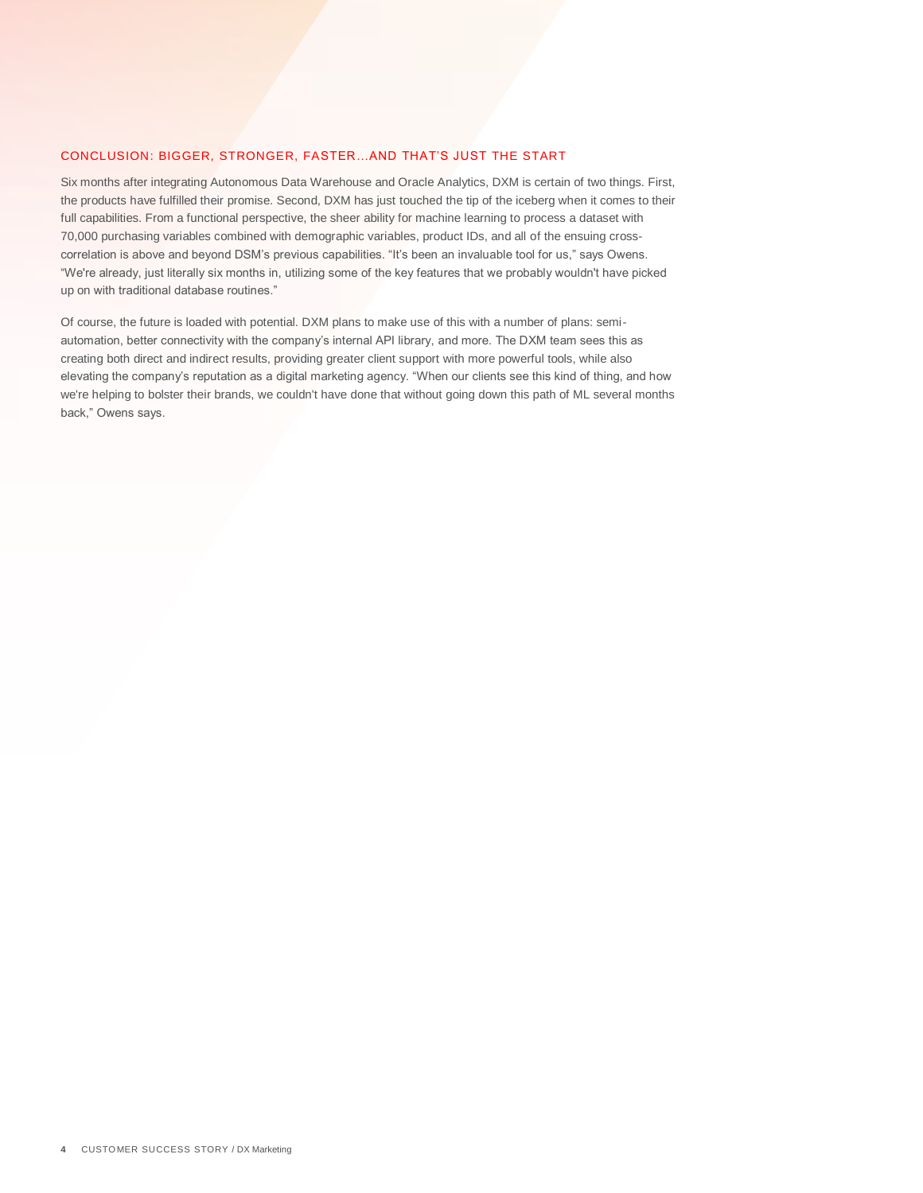## CONCLUSION: BIGGER, STRONGER, FASTER…AND THAT'S JUST THE START

Six months after integrating Autonomous Data Warehouse and Oracle Analytics, DXM is certain of two things. First, the products have fulfilled their promise. Second, DXM has just touched the tip of the iceberg when it comes to their full capabilities. From a functional perspective, the sheer ability for machine learning to process a dataset with 70,000 purchasing variables combined with demographic variables, product IDs, and all of the ensuing cross-correlation is above and beyond DSM's previous capabilities. "It's been an invaluable tool for us," says Owens. "We're already, just literally six months in, utilizing some of the key features that we probably wouldn't have picked up on with traditional database routines."

Of course, the future is loaded with potential. DXM plans to make use of this with a number of plans: semi-automation, better connectivity with the company's internal API library, and more. The DXM team sees this as creating both direct and indirect results, providing greater client support with more powerful tools, while also elevating the company's reputation as a digital marketing agency. "When our clients see this kind of thing, and how we're helping to bolster their brands, we couldn't have done that without going down this path of ML several months back," Owens says.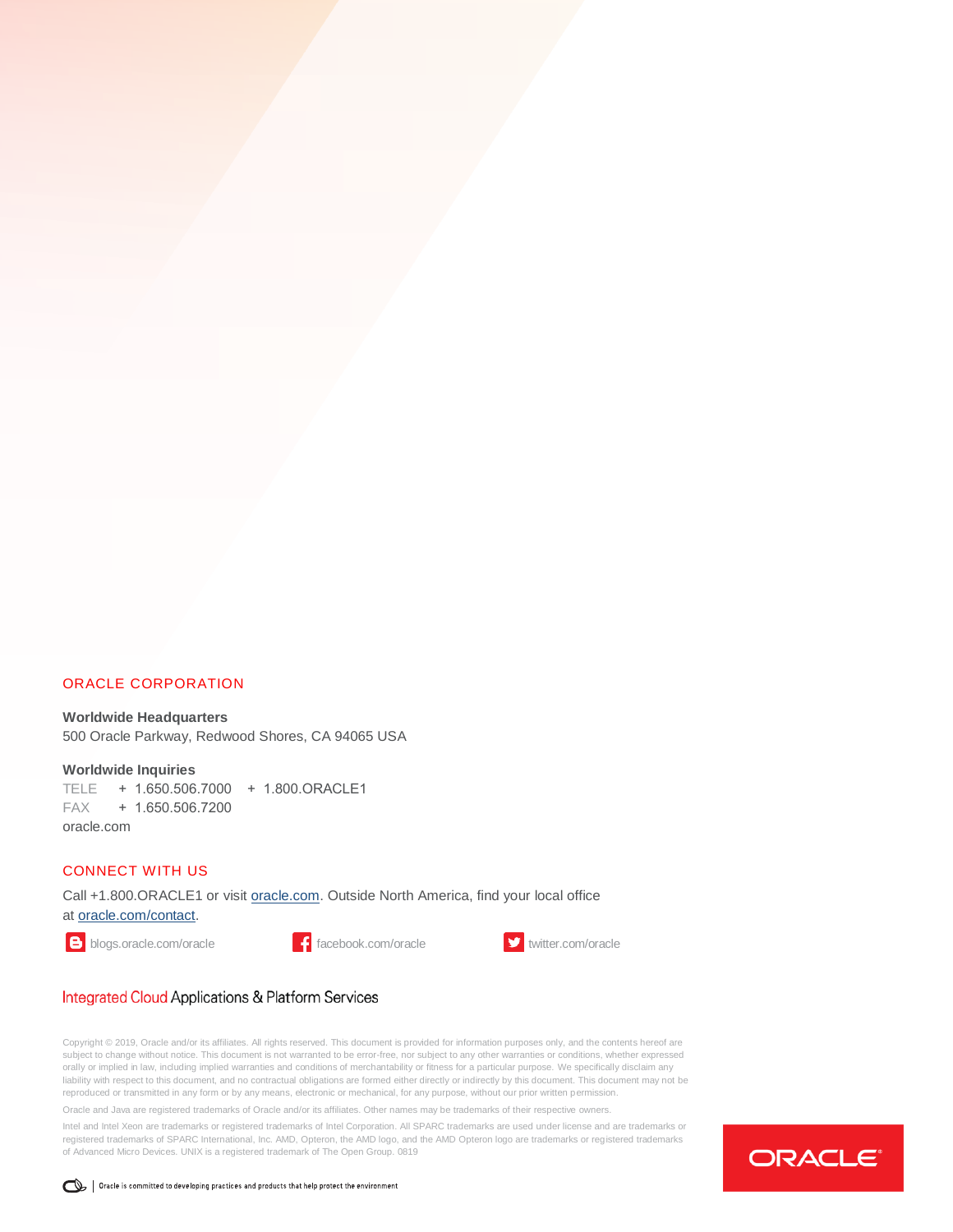## ORACLE CORPORATION

**Worldwide Headquarters**
500 Oracle Parkway, Redwood Shores, CA 94065 USA

**Worldwide Inquiries**
TELE + 1.650.506.7000 + 1.800.ORACLE1
FAX + 1.650.506.7200
oracle.com

## CONNECT WITH US

Call +1.800.ORACLE1 or visit oracle.com. Outside North America, find your local office at oracle.com/contact.

blogs.oracle.com/oracle facebook.com/oracle twitter.com/oracle

Integrated Cloud Applications & Platform Services

Copyright © 2019, Oracle and/or its affiliates. All rights reserved. This document is provided for information purposes only, and the contents hereof are subject to change without notice. This document is not warranted to be error-free, nor subject to any other warranties or conditions, whether expressed orally or implied in law, including implied warranties and conditions of merchantability or fitness for a particular purpose. We specifically disclaim any liability with respect to this document, and no contractual obligations are formed either directly or indirectly by this document. This document may not be reproduced or transmitted in any form or by any means, electronic or mechanical, for any purpose, without our prior written permission.

Oracle and Java are registered trademarks of Oracle and/or its affiliates. Other names may be trademarks of their respective owners.

Intel and Intel Xeon are trademarks or registered trademarks of Intel Corporation. All SPARC trademarks are used under license and are trademarks or registered trademarks of SPARC International, Inc. AMD, Opteron, the AMD logo, and the AMD Opteron logo are trademarks or registered trademarks of Advanced Micro Devices. UNIX is a registered trademark of The Open Group. 0819

Oracle is committed to developing practices and products that help protect the environment

ORACLE